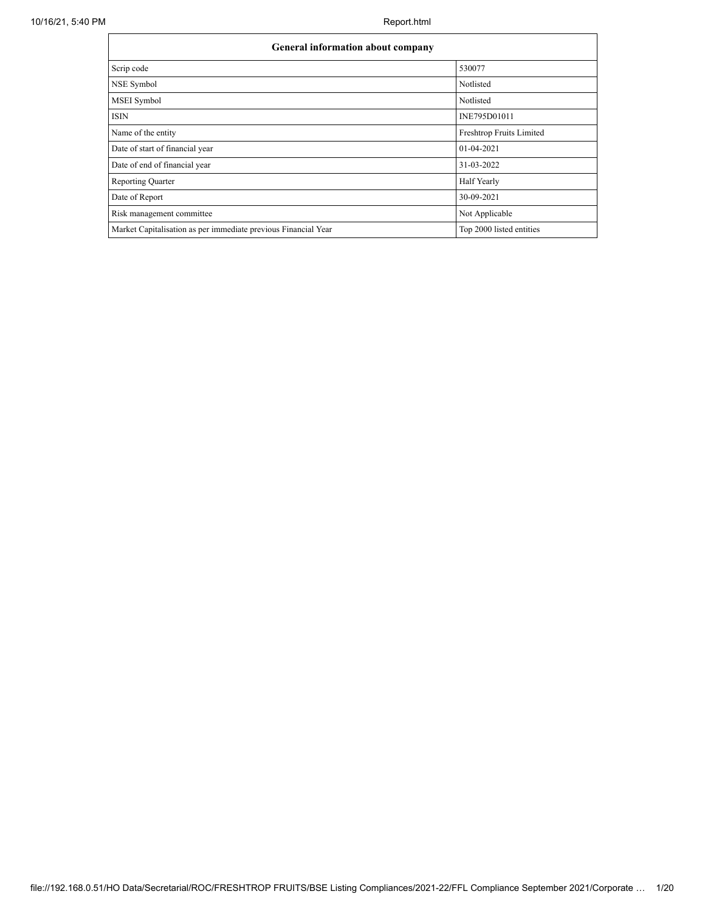| General information about company | |
|---|---|
| Scrip code | 530077 |
| NSE Symbol | Notlisted |
| MSEI Symbol | Notlisted |
| ISIN | INE795D01011 |
| Name of the entity | Freshtrop Fruits Limited |
| Date of start of financial year | 01-04-2021 |
| Date of end of financial year | 31-03-2022 |
| Reporting Quarter | Half Yearly |
| Date of Report | 30-09-2021 |
| Risk management committee | Not Applicable |
| Market Capitalisation as per immediate previous Financial Year | Top 2000 listed entities |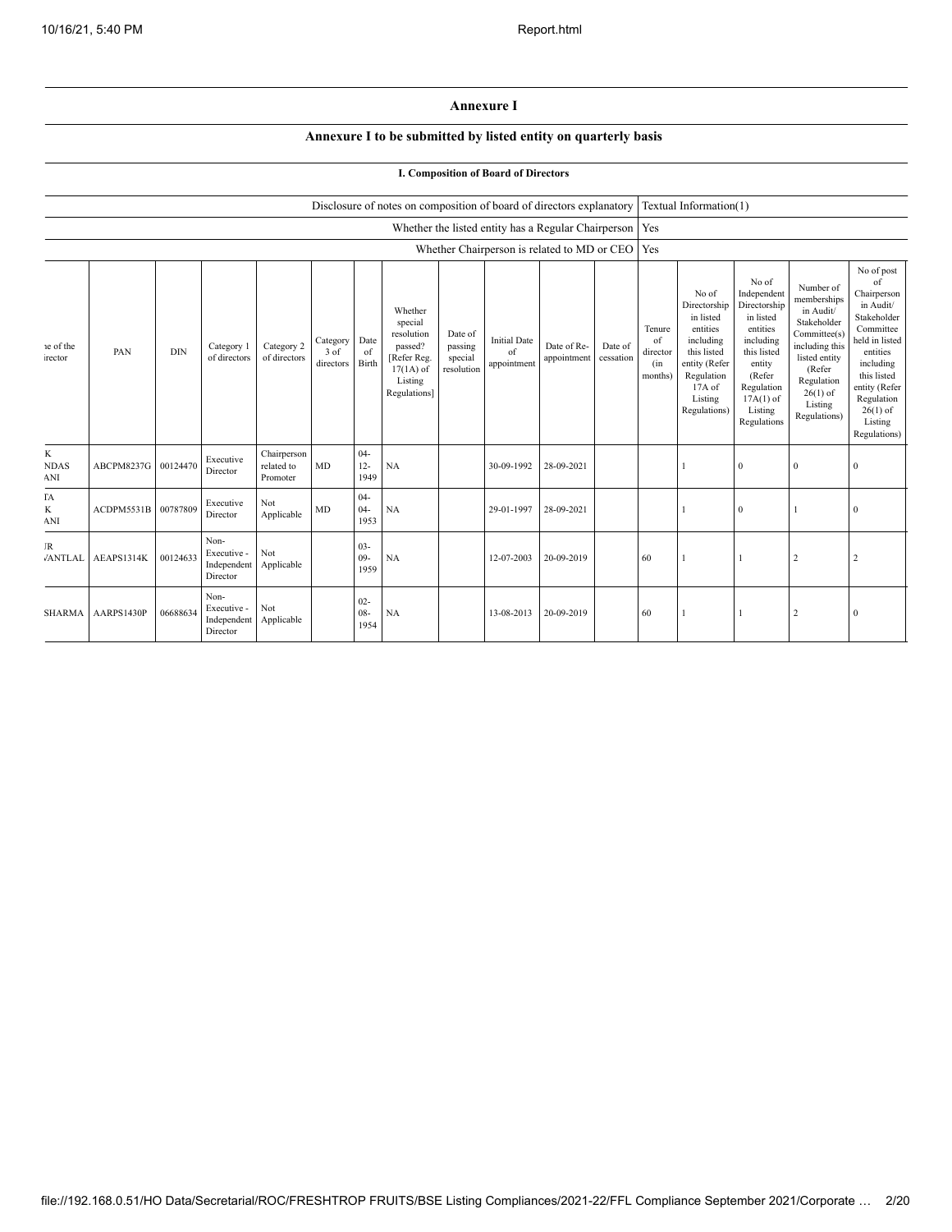# Annexure I

## Annexure I to be submitted by listed entity on quarterly basis

### I. Composition of Board of Directors

| | |
|---|---|
| Disclosure of notes on composition of board of directors explanatory | Textual Information(1) |
| Whether the listed entity has a Regular Chairperson | Yes |
| Whether Chairperson is related to MD or CEO | Yes |

| ne of the irector | PAN | DIN | Category 1 of directors | Category 2 of directors | Category 3 of directors | Date of Birth | Whether special resolution passed? [Refer Reg. 17(1A) of Listing Regulations] | Date of passing special resolution | Initial Date of appointment | Date of Re-appointment | Date of cessation | Tenure of director (in months) | No of Directorship in listed entities including this listed entity (Refer Regulation 17A of Listing Regulations) | No of Independent Directorship in listed entities including this listed entity (Refer Regulation 17A(1) of Listing Regulations | Number of memberships in Audit/ Stakeholder Committee(s) including this listed entity (Refer Regulation 26(1) of Listing Regulations) | No of post of Chairperson in Audit/ Stakeholder Committee held in listed entities including this listed entity (Refer Regulation 26(1) of Listing Regulations) |
|---|---|---|---|---|---|---|---|---|---|---|---|---|---|---|---|---|
| K NDAS ANI | ABCPM8237G | 00124470 | Executive Director | Chairperson related to Promoter | MD | 04-12-1949 | NA | | 30-09-1992 | 28-09-2021 | | | 1 | 0 | 0 | 0 |
| TA K ANI | ACDPM5531B | 00787809 | Executive Director | Not Applicable | MD | 04-04-1953 | NA | | 29-01-1997 | 28-09-2021 | | | 1 | 0 | 1 | 0 |
| JR VANTLAL | AEAPS1314K | 00124633 | Non-Executive - Independent Director | Not Applicable | | 03-09-1959 | NA | | 12-07-2003 | 20-09-2019 | | 60 | 1 | 1 | 2 | 2 |
| SHARMA | AARPS1430P | 06688634 | Non-Executive - Independent Director | Not Applicable | | 02-08-1954 | NA | | 13-08-2013 | 20-09-2019 | | 60 | 1 | 1 | 2 | 0 |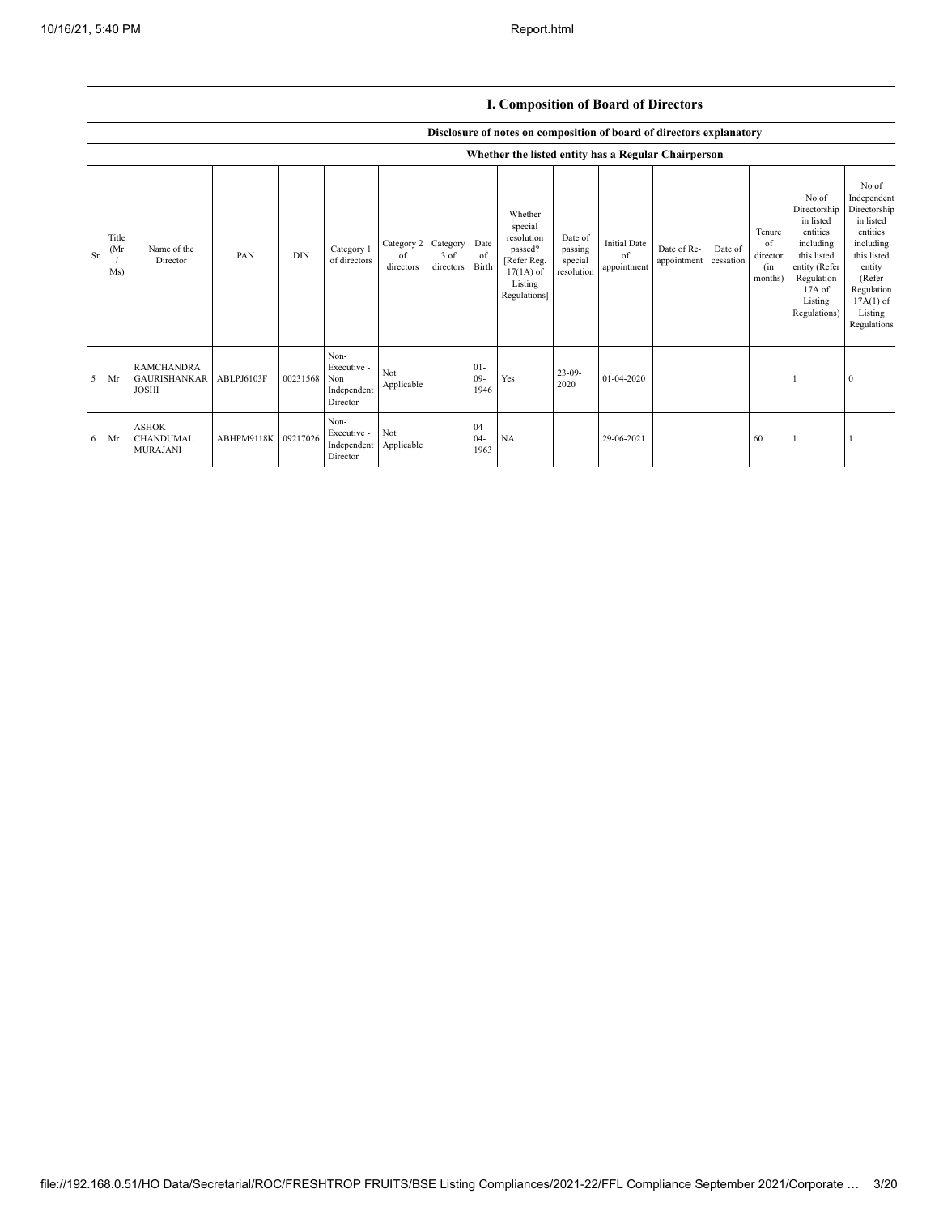# I. Composition of Board of Directors

## Disclosure of notes on composition of board of directors explanatory

### Whether the listed entity has a Regular Chairperson

| Sr | Title (Mr / Ms) | Name of the Director | PAN | DIN | Category 1 of directors | Category 2 of directors | Category 3 of directors | Date of Birth | Whether special resolution passed? [Refer Reg. 17(1A) of Listing Regulations] | Date of passing special resolution | Initial Date of appointment | Date of Re-appointment | Date of cessation | Tenure of director (in months) | No of Directorship in listed entities including this listed entity (Refer Regulation 17A of Listing Regulations) | No of Independent Directorship in listed entities including this listed entity (Refer Regulation 17A(1) of Listing Regulations |
|---|---|---|---|---|---|---|---|---|---|---|---|---|---|---|---|---|
| 5 | Mr | RAMCHANDRA GAURISHANKAR JOSHI | ABLPJ6103F | 00231568 | Non-Executive - Non Independent Director | Not Applicable | | 01-09-1946 | Yes | 23-09-2020 | 01-04-2020 | | | | 1 | 0 |
| 6 | Mr | ASHOK CHANDUMAL MURAJANI | ABHPM9118K | 09217026 | Non-Executive - Independent Director | Not Applicable | | 04-04-1963 | NA | | 29-06-2021 | | | 60 | 1 | 1 |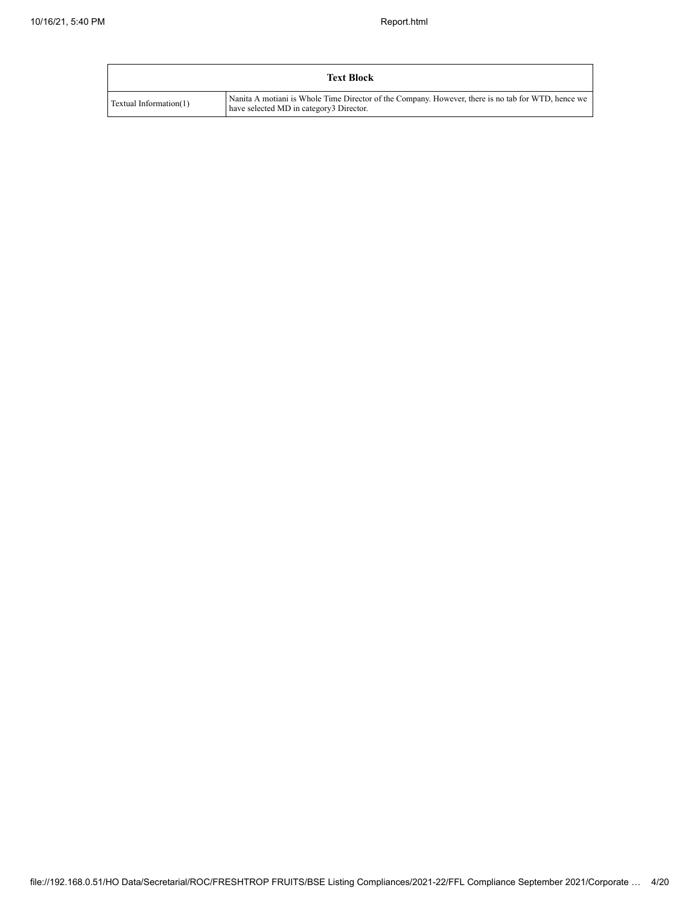| Text Block | |
|---|---|
| Textual Information(1) | Nanita A motiani is Whole Time Director of the Company. However, there is no tab for WTD, hence we have selected MD in category3 Director. |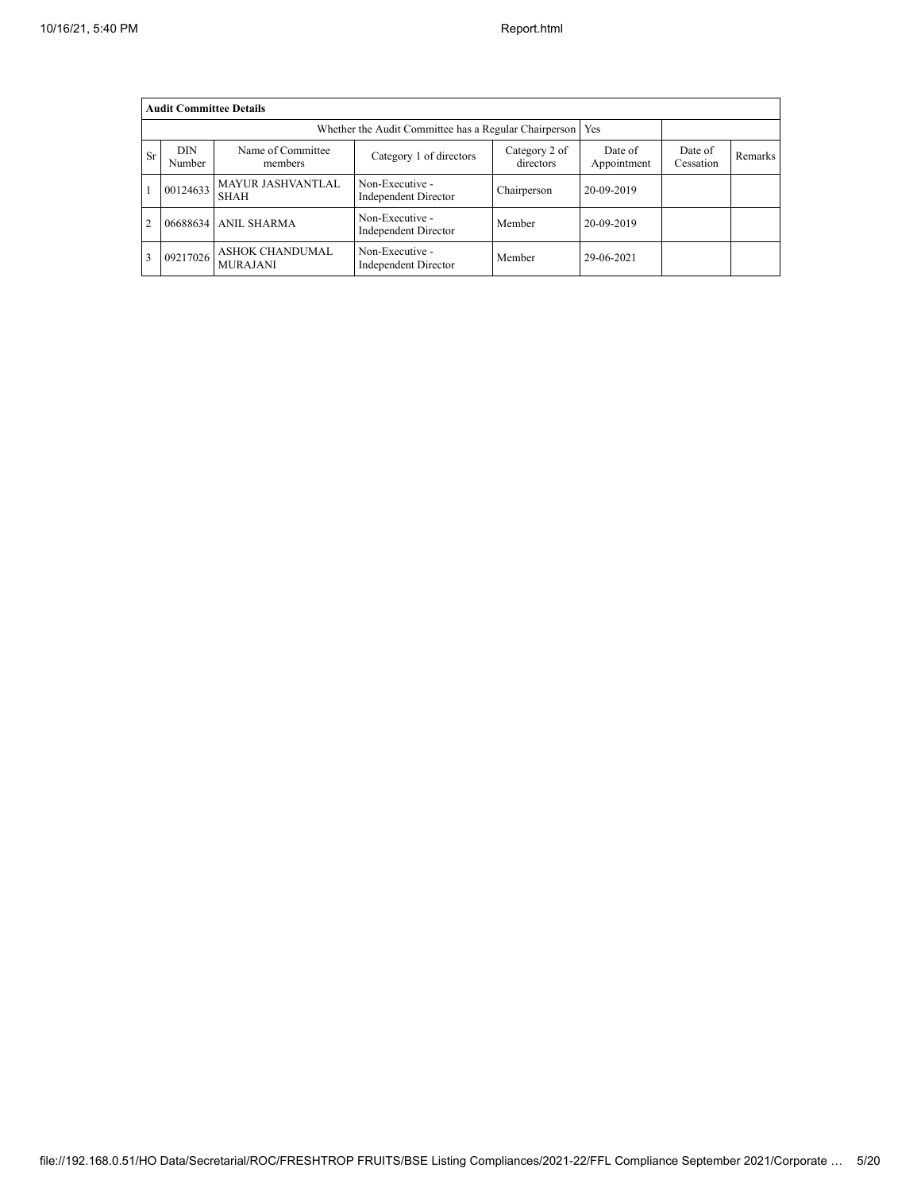| Audit Committee Details | | | | | | | |
|---|---|---|---|---|---|---|---|
| Whether the Audit Committee has a Regular Chairperson | | | | | Yes | | |
| Sr | DIN Number | Name of Committee members | Category 1 of directors | Category 2 of directors | Date of Appointment | Date of Cessation | Remarks |
| 1 | 00124633 | MAYUR JASHVANTLAL SHAH | Non-Executive - Independent Director | Chairperson | 20-09-2019 | | |
| 2 | 06688634 | ANIL SHARMA | Non-Executive - Independent Director | Member | 20-09-2019 | | |
| 3 | 09217026 | ASHOK CHANDUMAL MURAJANI | Non-Executive - Independent Director | Member | 29-06-2021 | | |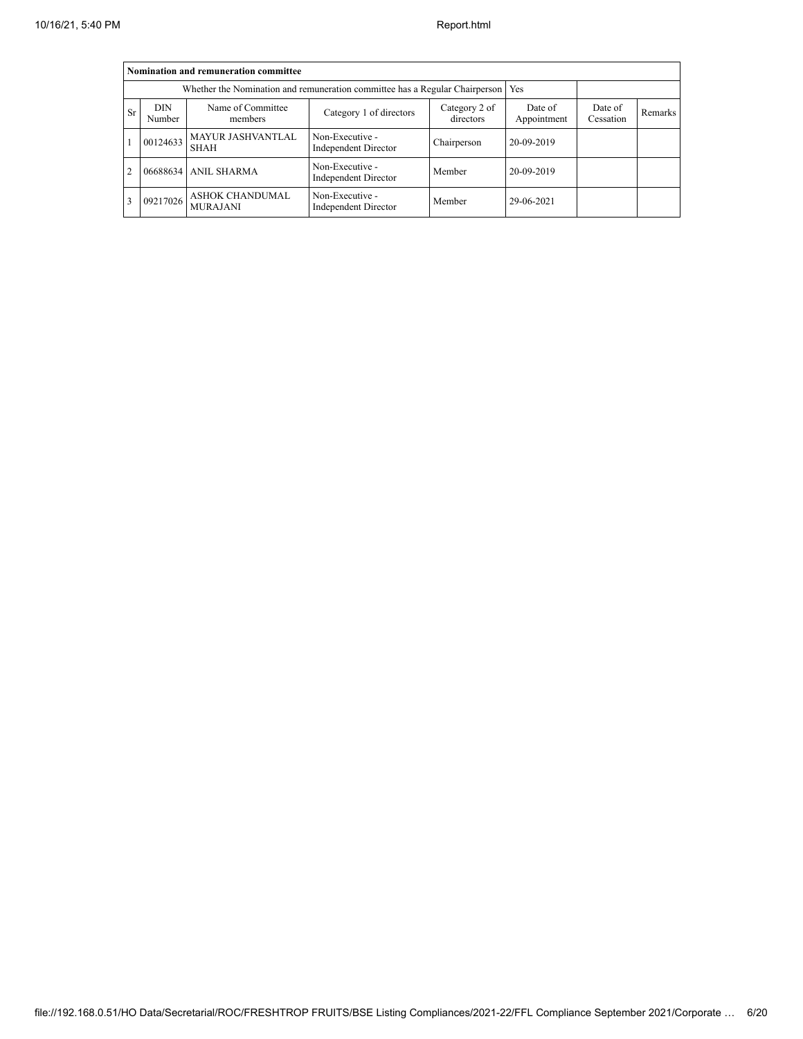| Nomination and remuneration committee | | | | | | | |
|---|---|---|---|---|---|---|---|
| Whether the Nomination and remuneration committee has a Regular Chairperson | | | | | Yes | | |
| Sr | DIN Number | Name of Committee members | Category 1 of directors | Category 2 of directors | Date of Appointment | Date of Cessation | Remarks |
| 1 | 00124633 | MAYUR JASHVANTLAL SHAH | Non-Executive - Independent Director | Chairperson | 20-09-2019 | | |
| 2 | 06688634 | ANIL SHARMA | Non-Executive - Independent Director | Member | 20-09-2019 | | |
| 3 | 09217026 | ASHOK CHANDUMAL MURAJANI | Non-Executive - Independent Director | Member | 29-06-2021 | | |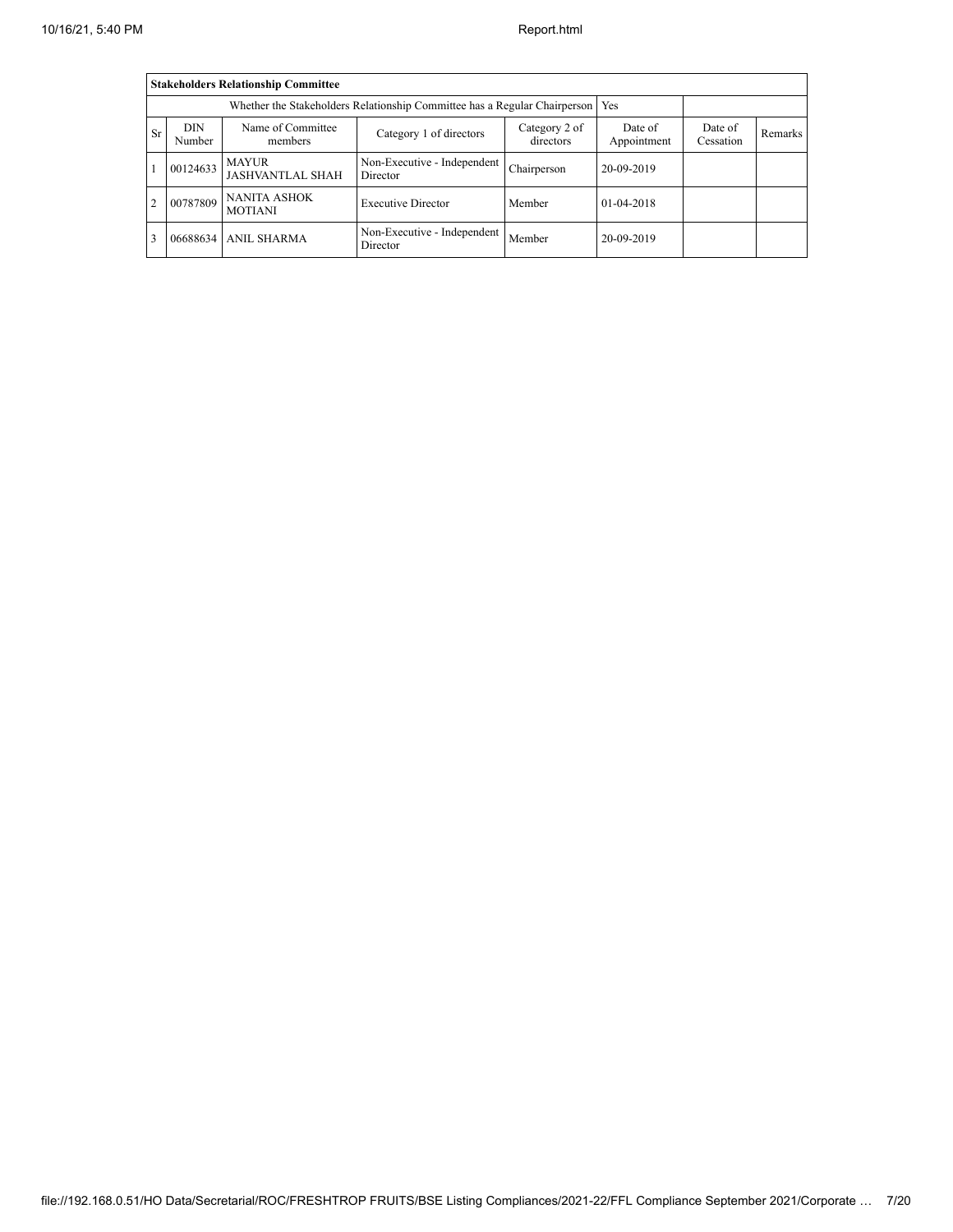| Stakeholders Relationship Committee | | | | | | | |
|---|---|---|---|---|---|---|---|
| Whether the Stakeholders Relationship Committee has a Regular Chairperson | | | | | Yes | | |
| Sr | DIN Number | Name of Committee members | Category 1 of directors | Category 2 of directors | Date of Appointment | Date of Cessation | Remarks |
| 1 | 00124633 | MAYUR JASHVANTLAL SHAH | Non-Executive - Independent Director | Chairperson | 20-09-2019 | | |
| 2 | 00787809 | NANITA ASHOK MOTIANI | Executive Director | Member | 01-04-2018 | | |
| 3 | 06688634 | ANIL SHARMA | Non-Executive - Independent Director | Member | 20-09-2019 | | |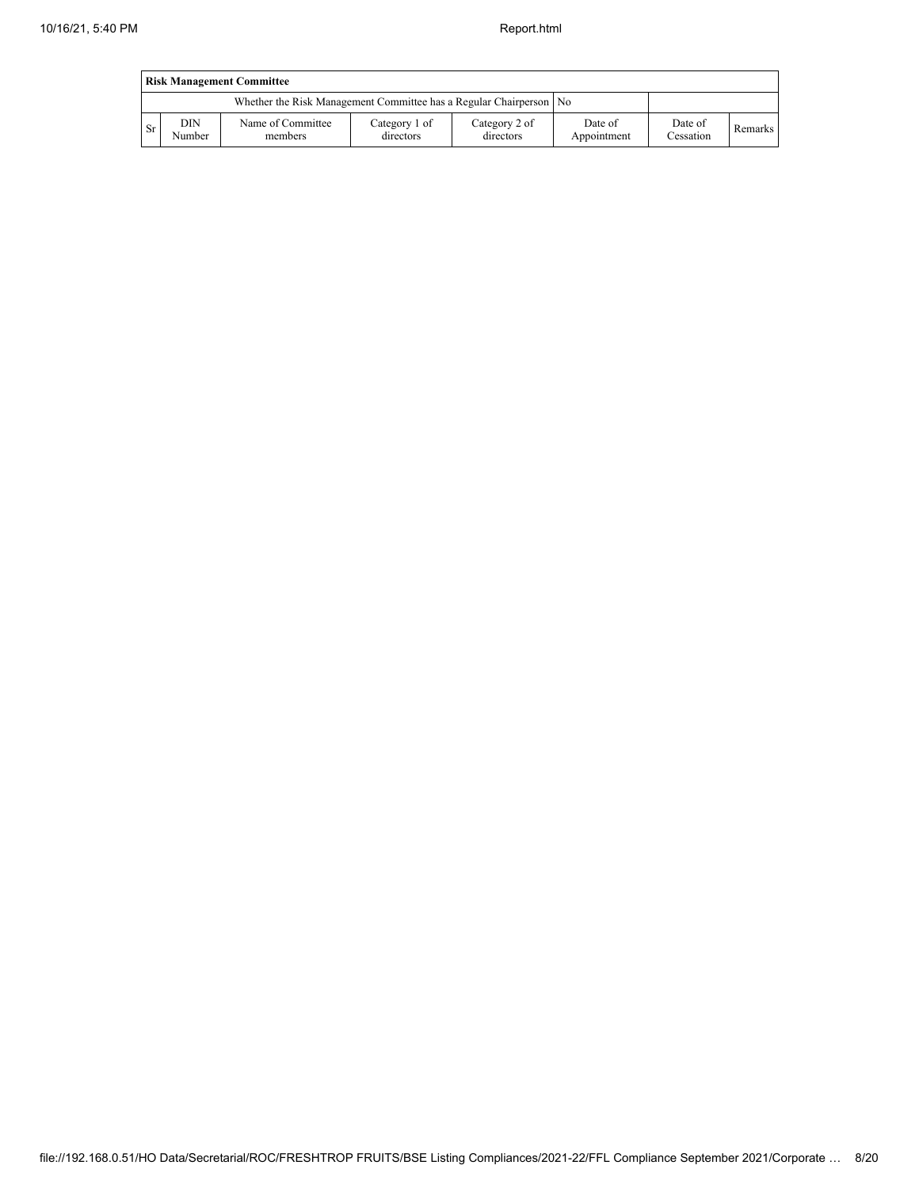| Risk Management Committee | | | | | | | |
|---|---|---|---|---|---|---|---|
| Whether the Risk Management Committee has a Regular Chairperson | | | | | No | | |
| Sr | DIN Number | Name of Committee members | Category 1 of directors | Category 2 of directors | Date of Appointment | Date of Cessation | Remarks |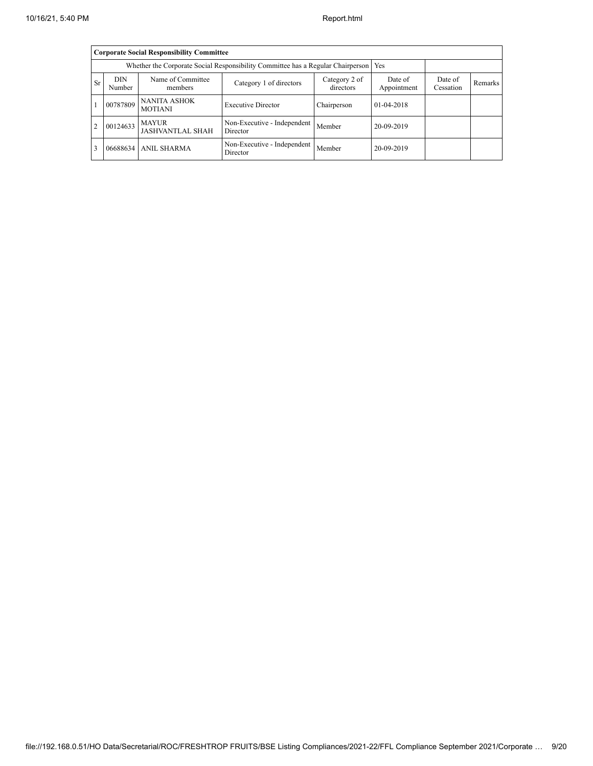| Corporate Social Responsibility Committee | | | | | | | |
|---|---|---|---|---|---|---|---|
| Whether the Corporate Social Responsibility Committee has a Regular Chairperson | | | | | Yes | | |
| Sr | DIN Number | Name of Committee members | Category 1 of directors | Category 2 of directors | Date of Appointment | Date of Cessation | Remarks |
| 1 | 00787809 | NANITA ASHOK MOTIANI | Executive Director | Chairperson | 01-04-2018 | | |
| 2 | 00124633 | MAYUR JASHVANTLAL SHAH | Non-Executive - Independent Director | Member | 20-09-2019 | | |
| 3 | 06688634 | ANIL SHARMA | Non-Executive - Independent Director | Member | 20-09-2019 | | |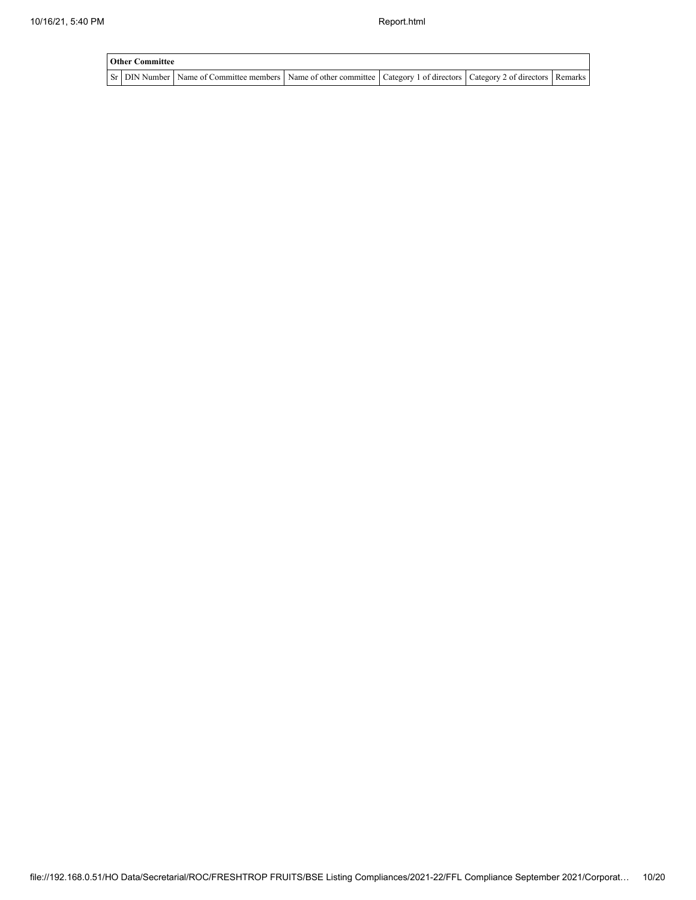| **Other Committee** | | | | | | |
|---|---|---|---|---|---|---|
| Sr | DIN Number | Name of Committee members | Name of other committee | Category 1 of directors | Category 2 of directors | Remarks |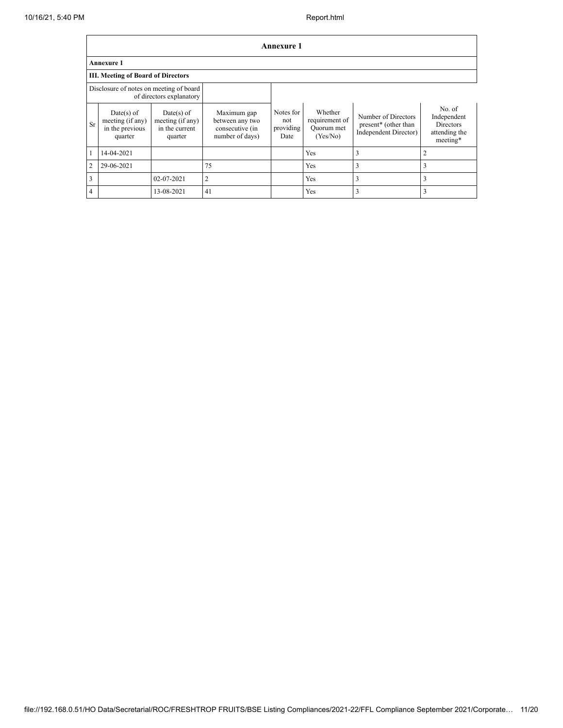## Annexure 1

### Annexure 1

### III. Meeting of Board of Directors

| Disclosure of notes on meeting of board of directors explanatory | | | | | | | |
|---|---|---|---|---|---|---|---|
| Sr | Date(s) of meeting (if any) in the previous quarter | Date(s) of meeting (if any) in the current quarter | Maximum gap between any two consecutive (in number of days) | Notes for not providing Date | Whether requirement of Quorum met (Yes/No) | Number of Directors present* (other than Independent Director) | No. of Independent Directors attending the meeting* |
| 1 | 14-04-2021 | | | | Yes | 3 | 2 |
| 2 | 29-06-2021 | | 75 | | Yes | 3 | 3 |
| 3 | | 02-07-2021 | 2 | | Yes | 3 | 3 |
| 4 | | 13-08-2021 | 41 | | Yes | 3 | 3 |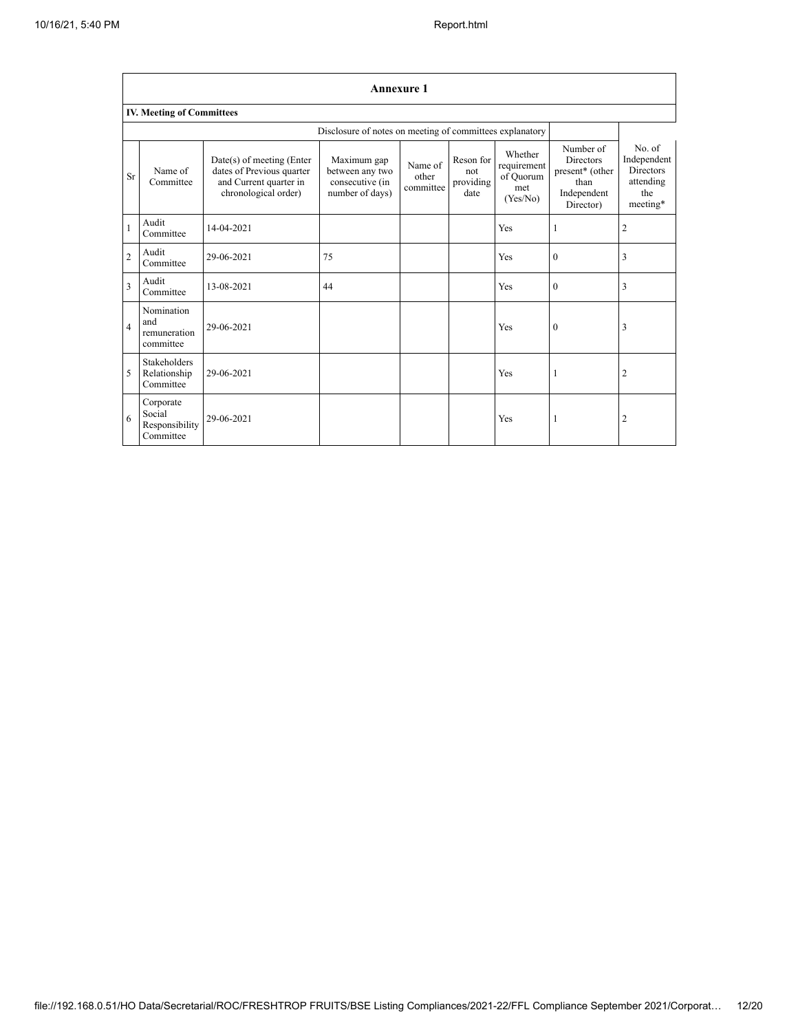## Annexure 1

### IV. Meeting of Committees

| | | Disclosure of notes on meeting of committees explanatory | | | | | | |
|---|---|---|---|---|---|---|---|---|
| Sr | Name of Committee | Date(s) of meeting (Enter dates of Previous quarter and Current quarter in chronological order) | Maximum gap between any two consecutive (in number of days) | Name of other committee | Reson for not providing date | Whether requirement of Quorum met (Yes/No) | Number of Directors present* (other than Independent Director) | No. of Independent Directors attending the meeting* |
| 1 | Audit Committee | 14-04-2021 | | | | Yes | 1 | 2 |
| 2 | Audit Committee | 29-06-2021 | 75 | | | Yes | 0 | 3 |
| 3 | Audit Committee | 13-08-2021 | 44 | | | Yes | 0 | 3 |
| 4 | Nomination and remuneration committee | 29-06-2021 | | | | Yes | 0 | 3 |
| 5 | Stakeholders Relationship Committee | 29-06-2021 | | | | Yes | 1 | 2 |
| 6 | Corporate Social Responsibility Committee | 29-06-2021 | | | | Yes | 1 | 2 |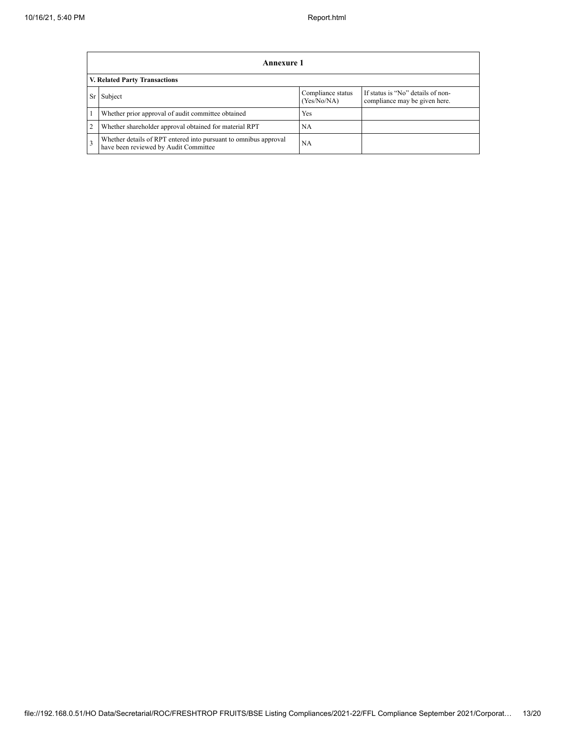| Annexure 1 | | | |
|---|---|---|---|
| **V. Related Party Transactions** | | | |
| Sr | Subject | Compliance status (Yes/No/NA) | If status is "No" details of non-compliance may be given here. |
| 1 | Whether prior approval of audit committee obtained | Yes | |
| 2 | Whether shareholder approval obtained for material RPT | NA | |
| 3 | Whether details of RPT entered into pursuant to omnibus approval have been reviewed by Audit Committee | NA | |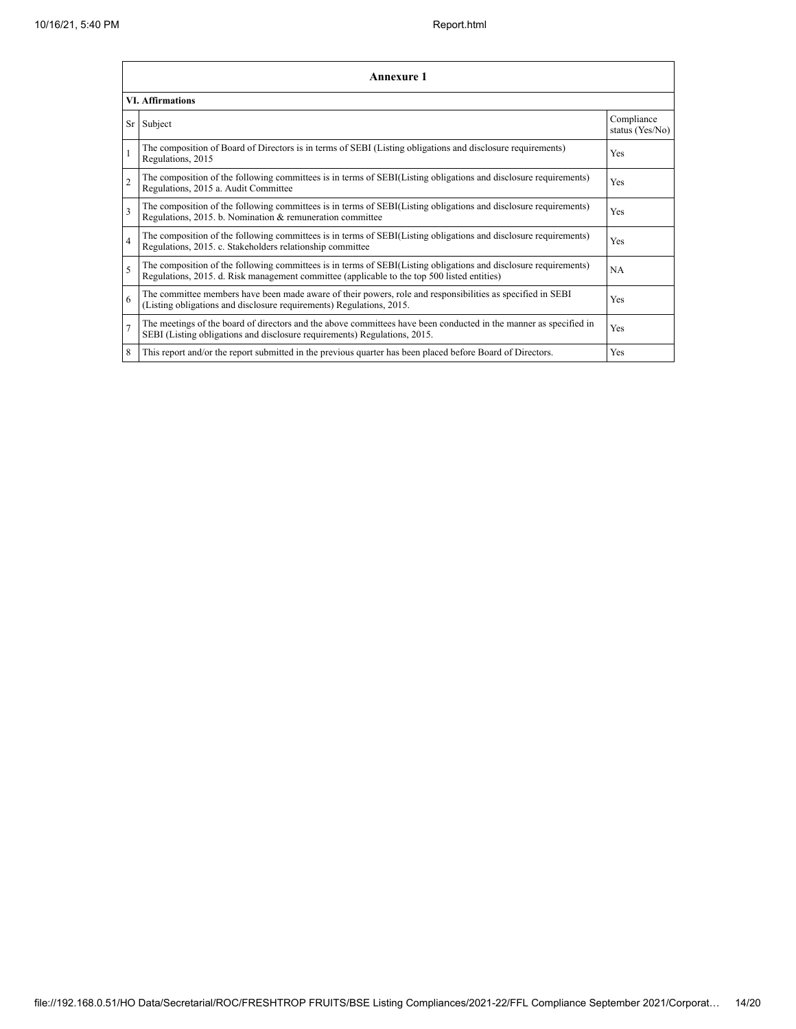## Annexure 1

### VI. Affirmations

| Sr | Subject | Compliance status (Yes/No) |
|---|---|---|
| 1 | The composition of Board of Directors is in terms of SEBI (Listing obligations and disclosure requirements) Regulations, 2015 | Yes |
| 2 | The composition of the following committees is in terms of SEBI(Listing obligations and disclosure requirements) Regulations, 2015 a. Audit Committee | Yes |
| 3 | The composition of the following committees is in terms of SEBI(Listing obligations and disclosure requirements) Regulations, 2015. b. Nomination & remuneration committee | Yes |
| 4 | The composition of the following committees is in terms of SEBI(Listing obligations and disclosure requirements) Regulations, 2015. c. Stakeholders relationship committee | Yes |
| 5 | The composition of the following committees is in terms of SEBI(Listing obligations and disclosure requirements) Regulations, 2015. d. Risk management committee (applicable to the top 500 listed entities) | NA |
| 6 | The committee members have been made aware of their powers, role and responsibilities as specified in SEBI (Listing obligations and disclosure requirements) Regulations, 2015. | Yes |
| 7 | The meetings of the board of directors and the above committees have been conducted in the manner as specified in SEBI (Listing obligations and disclosure requirements) Regulations, 2015. | Yes |
| 8 | This report and/or the report submitted in the previous quarter has been placed before Board of Directors. | Yes |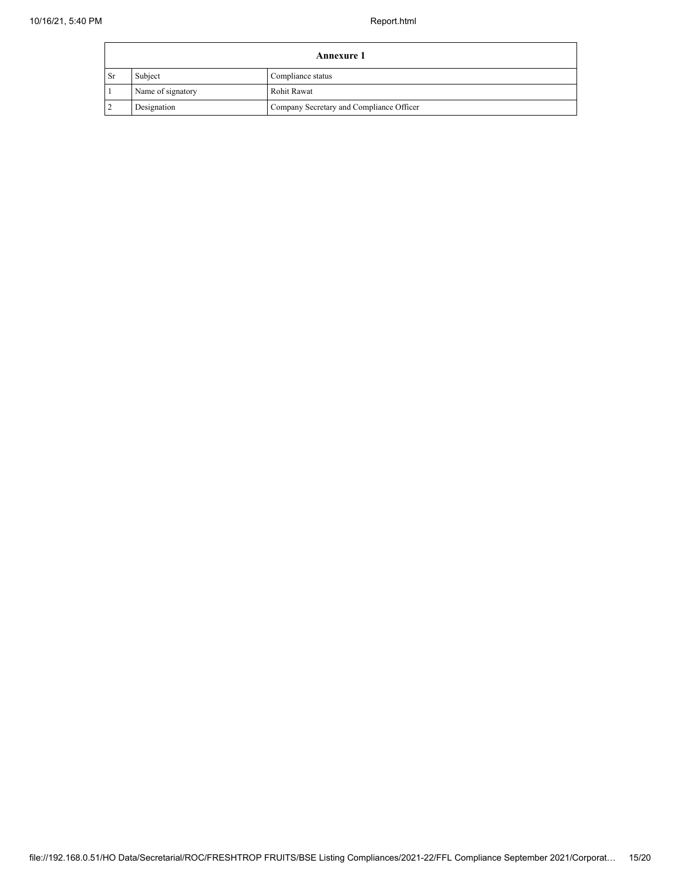| Annexure 1 | | |
|---|---|---|
| Sr | Subject | Compliance status |
| 1 | Name of signatory | Rohit Rawat |
| 2 | Designation | Company Secretary and Compliance Officer |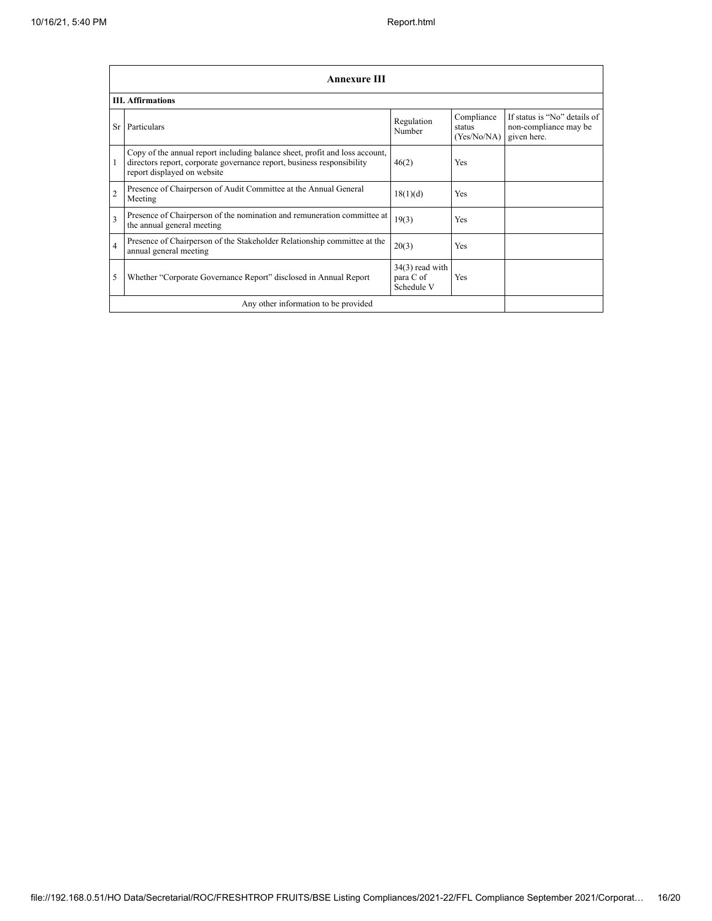## Annexure III

### III. Affirmations

| Sr | Particulars | Regulation Number | Compliance status (Yes/No/NA) | If status is "No" details of non-compliance may be given here. |
|---|---|---|---|---|
| 1 | Copy of the annual report including balance sheet, profit and loss account, directors report, corporate governance report, business responsibility report displayed on website | 46(2) | Yes | |
| 2 | Presence of Chairperson of Audit Committee at the Annual General Meeting | 18(1)(d) | Yes | |
| 3 | Presence of Chairperson of the nomination and remuneration committee at the annual general meeting | 19(3) | Yes | |
| 4 | Presence of Chairperson of the Stakeholder Relationship committee at the annual general meeting | 20(3) | Yes | |
| 5 | Whether "Corporate Governance Report" disclosed in Annual Report | 34(3) read with para C of Schedule V | Yes | |
| | Any other information to be provided | | | |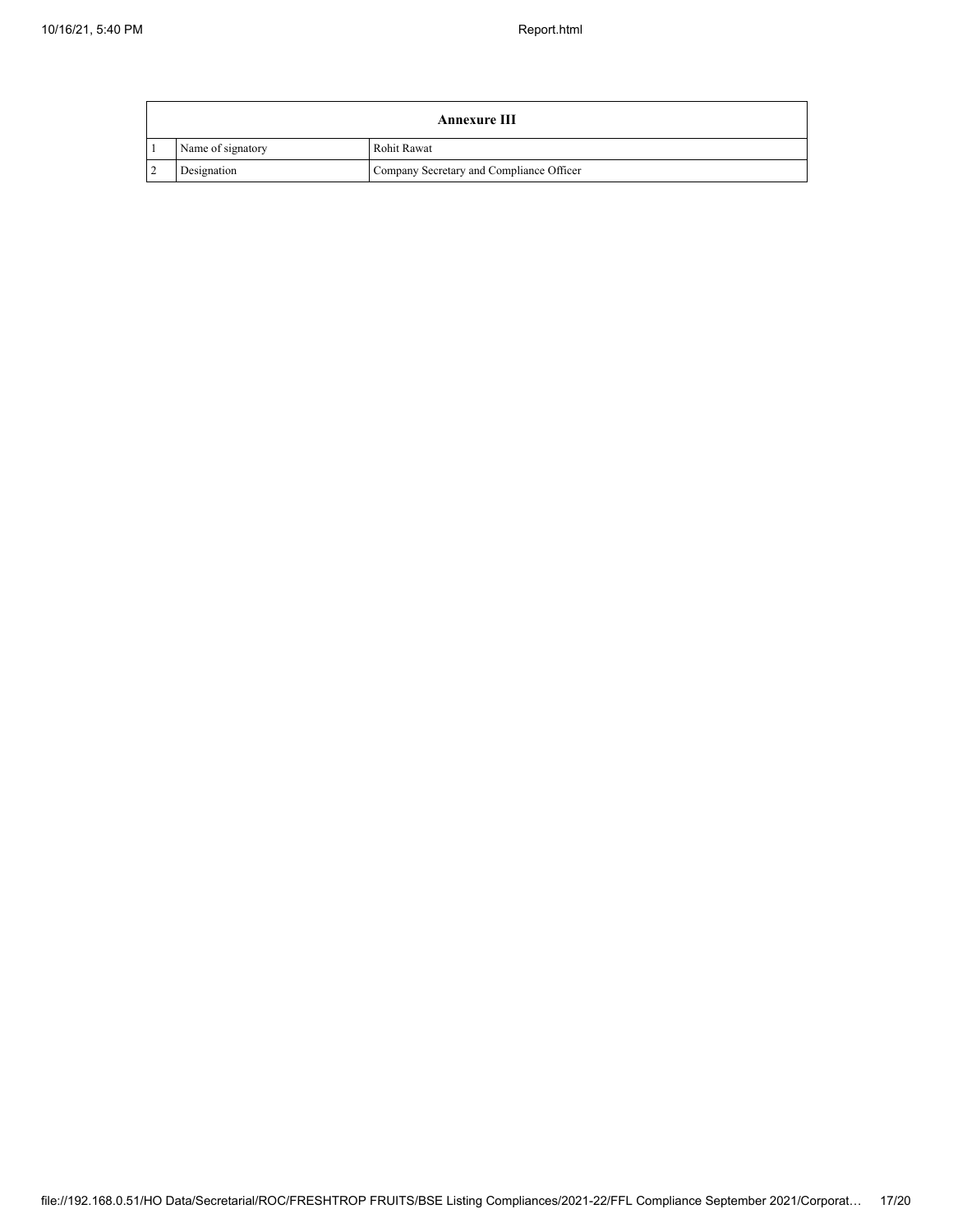| Annexure III | | |
| --- | --- | --- |
| 1 | Name of signatory | Rohit Rawat |
| 2 | Designation | Company Secretary and Compliance Officer |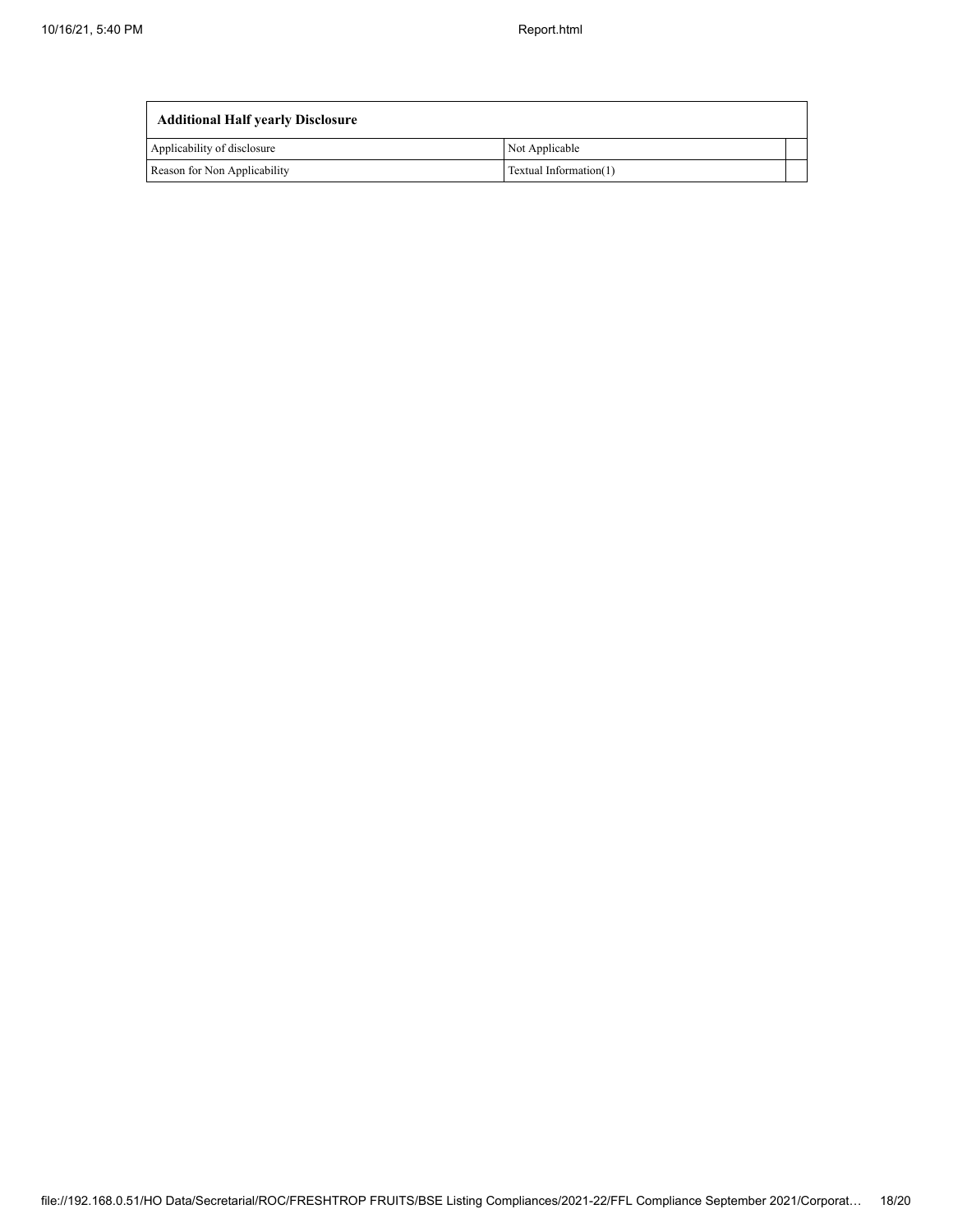| Additional Half yearly Disclosure | | |
| --- | --- | --- |
| Applicability of disclosure | Not Applicable | |
| Reason for Non Applicability | Textual Information(1) | |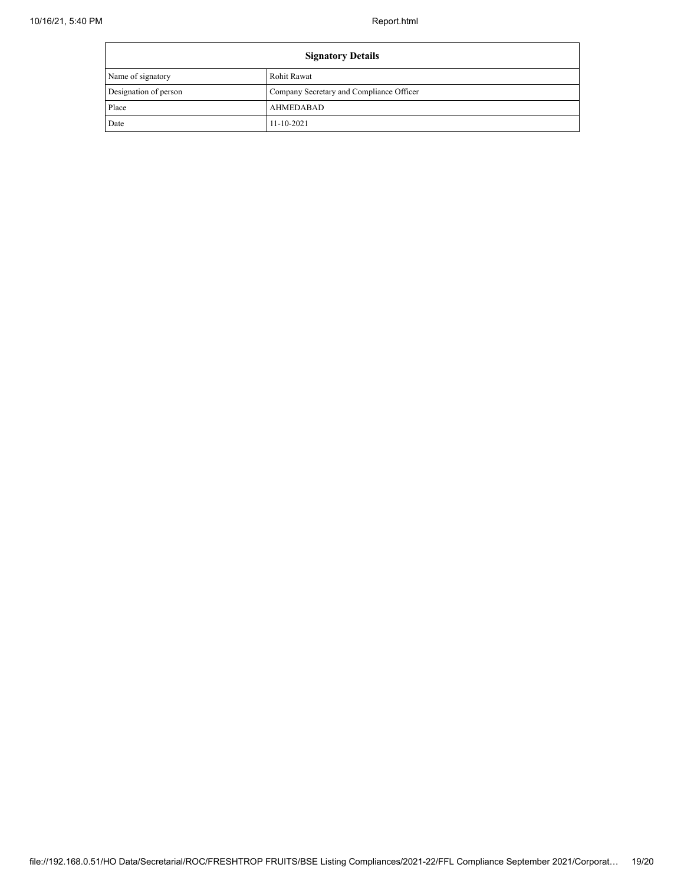| Signatory Details | |
|---|---|
| Name of signatory | Rohit Rawat |
| Designation of person | Company Secretary and Compliance Officer |
| Place | AHMEDABAD |
| Date | 11-10-2021 |